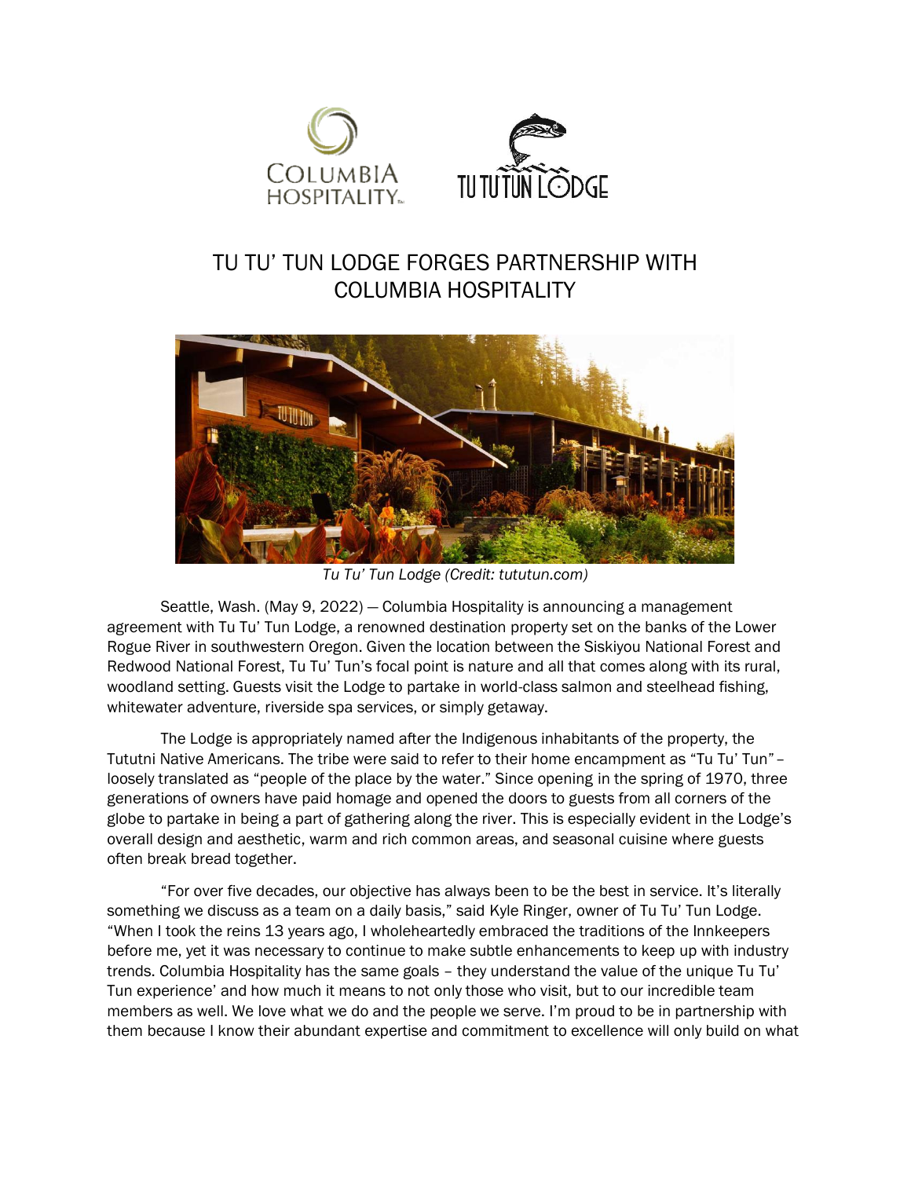# TU TU' TUN LODGE FORGES PARTNERSHIP WITH COLUMBIA HOSPITALITY

*Tu Tu' Tun Lodge (Credit: tututun.com)*

Seattle, Wash. (May 9, 2022) — Columbia Hospitality is announcing a management agreement with Tu Tu' Tun Lodge, a renowned destination property set on the banks of the Lower Rogue River in southwestern Oregon. Given the location between the Siskiyou National Forest and Redwood National Forest, Tu Tu' Tun's focal point is nature and all that comes along with its rural, woodland setting. Guests visit the Lodge to partake in world-class salmon and steelhead fishing, whitewater adventure, riverside spa services, or simply getaway.

The Lodge is appropriately named after the Indigenous inhabitants of the property, the Tututni Native Americans. The tribe were said to refer to their home encampment as "Tu Tu' Tun" – loosely translated as "people of the place by the water." Since opening in the spring of 1970, three generations of owners have paid homage and opened the doors to guests from all corners of the globe to partake in being a part of gathering along the river. This is especially evident in the Lodge's overall design and aesthetic, warm and rich common areas, and seasonal cuisine where guests often break bread together.

"For over five decades, our objective has always been to be the best in service. It's literally something we discuss as a team on a daily basis," said Kyle Ringer, owner of Tu Tu' Tun Lodge. "When I took the reins 13 years ago, I wholeheartedly embraced the traditions of the Innkeepers before me, yet it was necessary to continue to make subtle enhancements to keep up with industry trends. Columbia Hospitality has the same goals – they understand the value of the unique Tu Tu' Tun experience' and how much it means to not only those who visit, but to our incredible team members as well. We love what we do and the people we serve. I'm proud to be in partnership with them because I know their abundant expertise and commitment to excellence will only build on what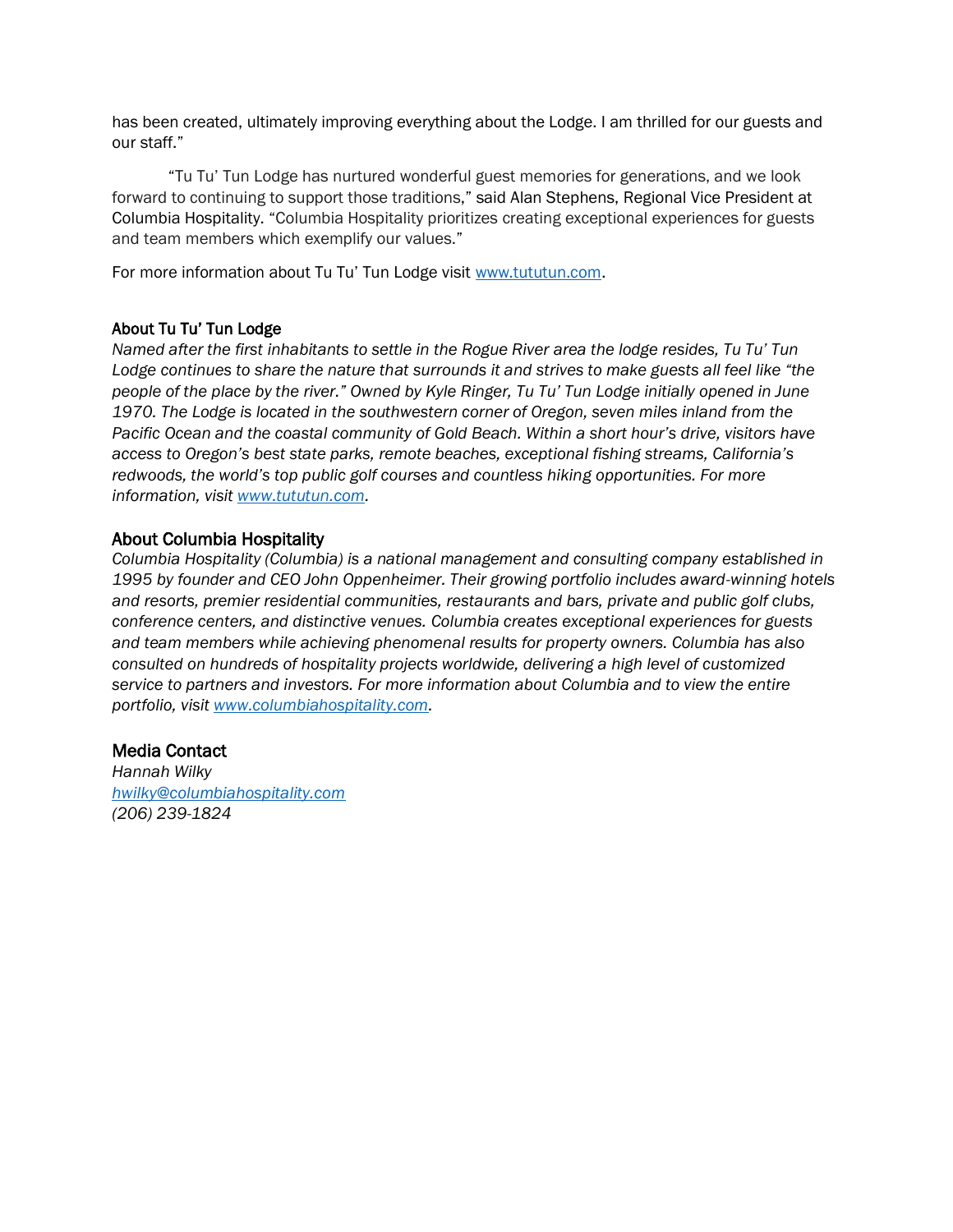has been created, ultimately improving everything about the Lodge. I am thrilled for our guests and our staff."

"Tu Tu' Tun Lodge has nurtured wonderful guest memories for generations, and we look forward to continuing to support those traditions," said Alan Stephens, Regional Vice President at Columbia Hospitality. "Columbia Hospitality prioritizes creating exceptional experiences for guests and team members which exemplify our values."

For more information about Tu Tu' Tun Lodge visit [www.tututun.com](http://www.tututun.com).

## About Tu Tu' Tun Lodge

*Named after the first inhabitants to settle in the Rogue River area the lodge resides, Tu Tu' Tun Lodge continues to share the nature that surrounds it and strives to make guests all feel like "the people of the place by the river." Owned by Kyle Ringer, Tu Tu' Tun Lodge initially opened in June 1970. The Lodge is located in the southwestern corner of Oregon, seven miles inland from the Pacific Ocean and the coastal community of Gold Beach. Within a short hour's drive, visitors have access to Oregon's best state parks, remote beaches, exceptional fishing streams, California's redwoods, the world's top public golf courses and countless hiking opportunities. For more information, visit [www.tututun.com](http://www.tututun.com).*

## About Columbia Hospitality

*Columbia Hospitality (Columbia) is a national management and consulting company established in 1995 by founder and CEO John Oppenheimer. Their growing portfolio includes award-winning hotels and resorts, premier residential communities, restaurants and bars, private and public golf clubs, conference centers, and distinctive venues. Columbia creates exceptional experiences for guests and team members while achieving phenomenal results for property owners. Columbia has also consulted on hundreds of hospitality projects worldwide, delivering a high level of customized service to partners and investors. For more information about Columbia and to view the entire portfolio, visit [www.columbiahospitality.com](http://www.columbiahospitality.com).*

## Media Contact

*Hannah Wilky*
*[hwilky@columbiahospitality.com](mailto:hwilky@columbiahospitality.com)*
*(206) 239-1824*